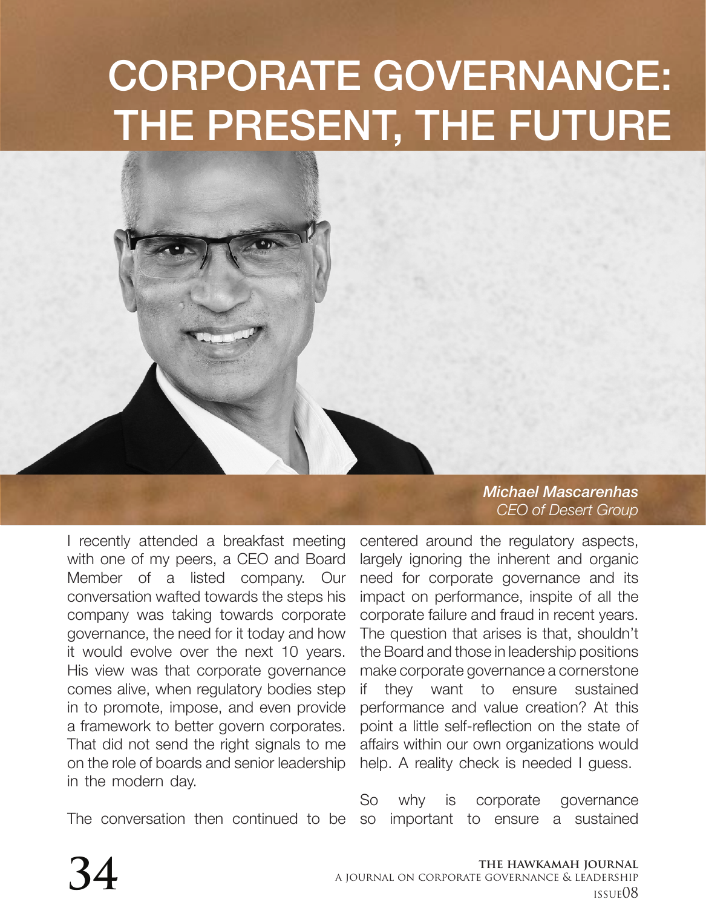# CORPORATE GOVERNANCE: THE PRESENT, THE FUTURE

***Michael Mascarenhas***
*CEO of Desert Group*

I recently attended a breakfast meeting with one of my peers, a CEO and Board Member of a listed company. Our conversation wafted towards the steps his company was taking towards corporate governance, the need for it today and how it would evolve over the next 10 years. His view was that corporate governance comes alive, when regulatory bodies step in to promote, impose, and even provide a framework to better govern corporates. That did not send the right signals to me on the role of boards and senior leadership in the modern day.

The conversation then continued to be centered around the regulatory aspects, largely ignoring the inherent and organic need for corporate governance and its impact on performance, inspite of all the corporate failure and fraud in recent years. The question that arises is that, shouldn't the Board and those in leadership positions make corporate governance a cornerstone if they want to ensure sustained performance and value creation? At this point a little self-reflection on the state of affairs within our own organizations would help. A reality check is needed I guess.

So why is corporate governance so important to ensure a sustained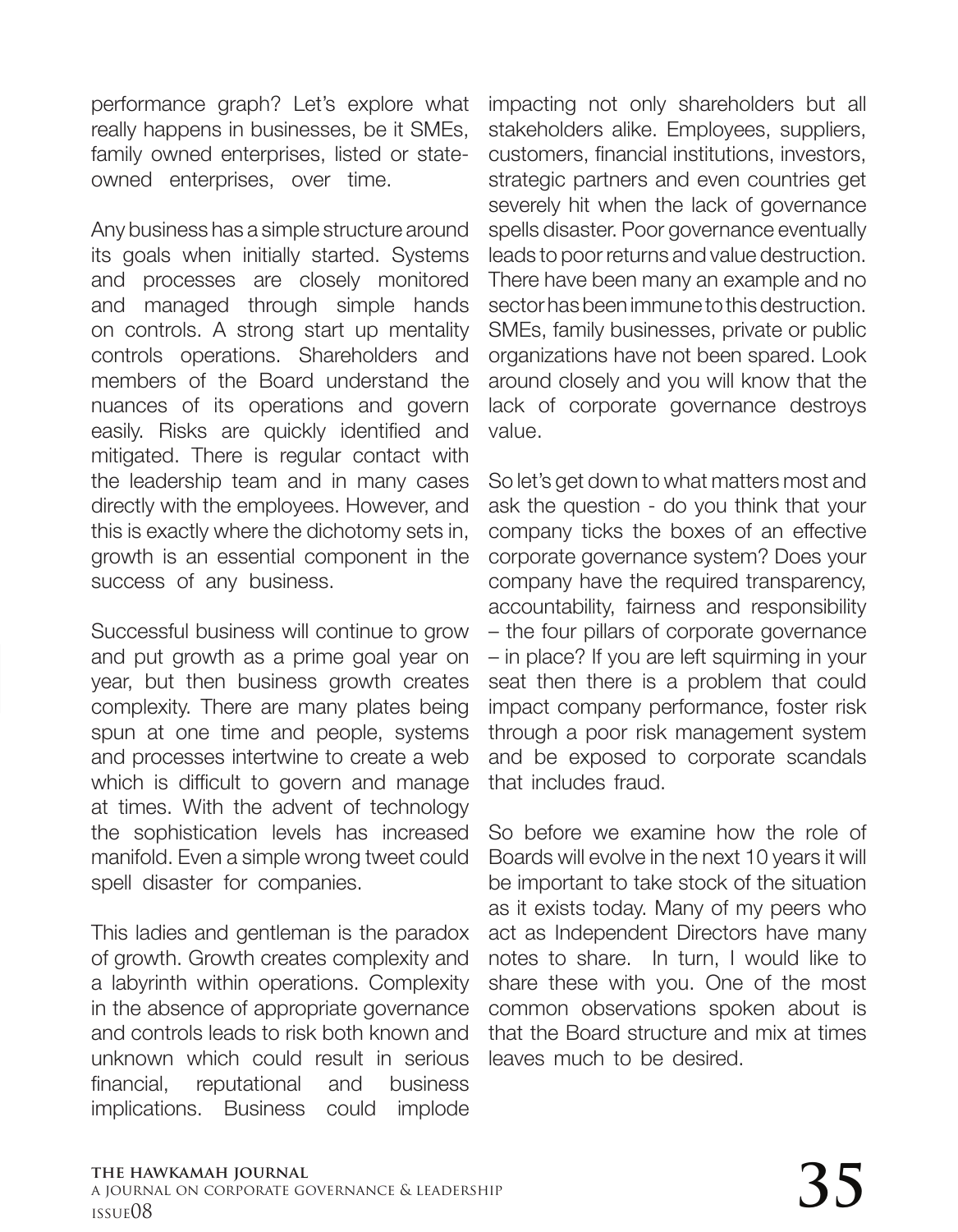performance graph? Let's explore what really happens in businesses, be it SMEs, family owned enterprises, listed or state-owned enterprises, over time.

Any business has a simple structure around its goals when initially started. Systems and processes are closely monitored and managed through simple hands on controls. A strong start up mentality controls operations. Shareholders and members of the Board understand the nuances of its operations and govern easily. Risks are quickly identified and mitigated. There is regular contact with the leadership team and in many cases directly with the employees. However, and this is exactly where the dichotomy sets in, growth is an essential component in the success of any business.

Successful business will continue to grow and put growth as a prime goal year on year, but then business growth creates complexity. There are many plates being spun at one time and people, systems and processes intertwine to create a web which is difficult to govern and manage at times. With the advent of technology the sophistication levels has increased manifold. Even a simple wrong tweet could spell disaster for companies.

This ladies and gentleman is the paradox of growth. Growth creates complexity and a labyrinth within operations. Complexity in the absence of appropriate governance and controls leads to risk both known and unknown which could result in serious financial, reputational and business implications. Business could implode impacting not only shareholders but all stakeholders alike. Employees, suppliers, customers, financial institutions, investors, strategic partners and even countries get severely hit when the lack of governance spells disaster. Poor governance eventually leads to poor returns and value destruction. There have been many an example and no sector has been immune to this destruction. SMEs, family businesses, private or public organizations have not been spared. Look around closely and you will know that the lack of corporate governance destroys value.

So let's get down to what matters most and ask the question - do you think that your company ticks the boxes of an effective corporate governance system? Does your company have the required transparency, accountability, fairness and responsibility – the four pillars of corporate governance – in place? If you are left squirming in your seat then there is a problem that could impact company performance, foster risk through a poor risk management system and be exposed to corporate scandals that includes fraud.

So before we examine how the role of Boards will evolve in the next 10 years it will be important to take stock of the situation as it exists today. Many of my peers who act as Independent Directors have many notes to share. In turn, I would like to share these with you. One of the most common observations spoken about is that the Board structure and mix at times leaves much to be desired.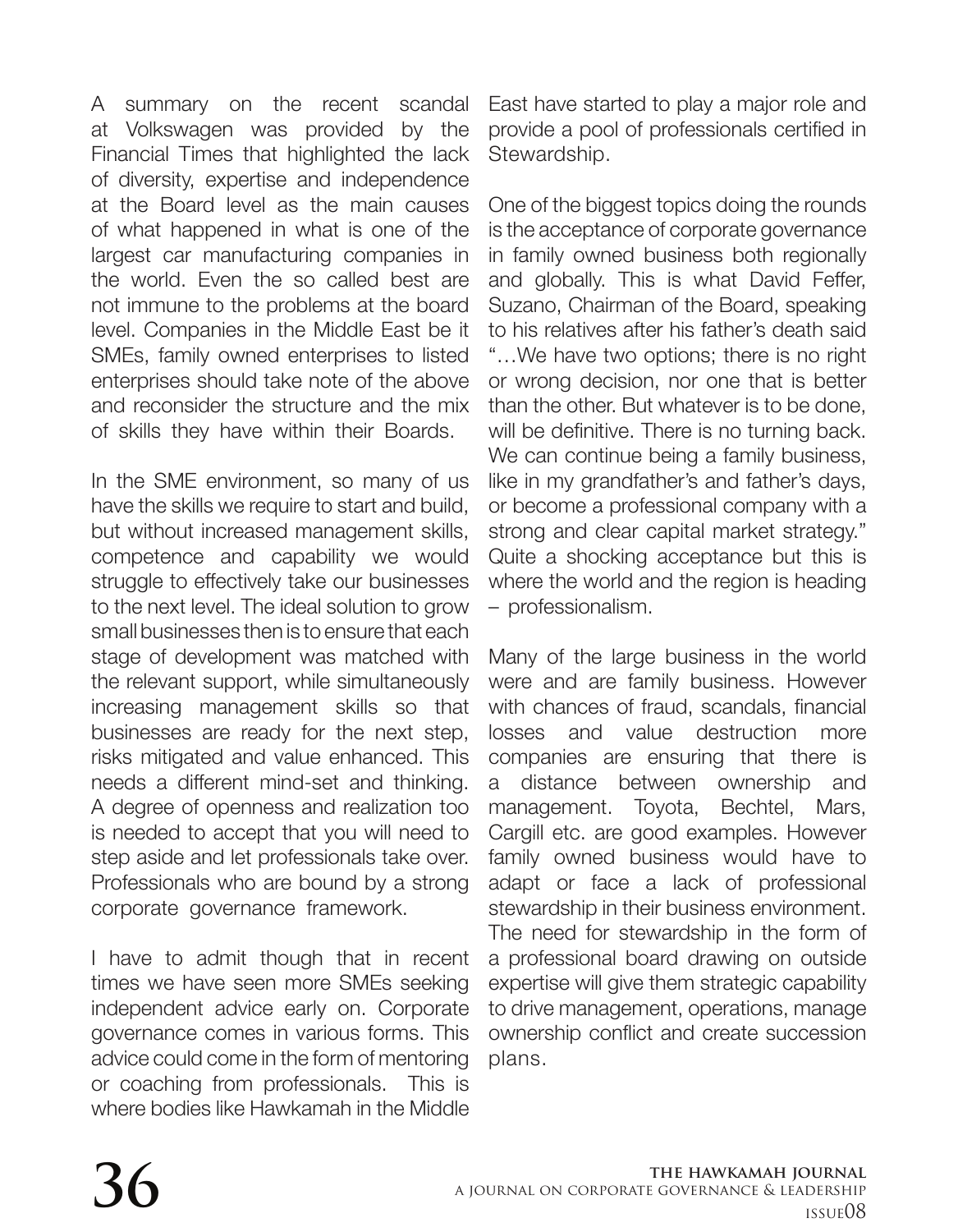A summary on the recent scandal at Volkswagen was provided by the Financial Times that highlighted the lack of diversity, expertise and independence at the Board level as the main causes of what happened in what is one of the largest car manufacturing companies in the world. Even the so called best are not immune to the problems at the board level. Companies in the Middle East be it SMEs, family owned enterprises to listed enterprises should take note of the above and reconsider the structure and the mix of skills they have within their Boards.

In the SME environment, so many of us have the skills we require to start and build, but without increased management skills, competence and capability we would struggle to effectively take our businesses to the next level. The ideal solution to grow small businesses then is to ensure that each stage of development was matched with the relevant support, while simultaneously increasing management skills so that businesses are ready for the next step, risks mitigated and value enhanced. This needs a different mind-set and thinking. A degree of openness and realization too is needed to accept that you will need to step aside and let professionals take over. Professionals who are bound by a strong corporate governance framework.

I have to admit though that in recent times we have seen more SMEs seeking independent advice early on. Corporate governance comes in various forms. This advice could come in the form of mentoring or coaching from professionals. This is where bodies like Hawkamah in the Middle East have started to play a major role and provide a pool of professionals certified in Stewardship.

One of the biggest topics doing the rounds is the acceptance of corporate governance in family owned business both regionally and globally. This is what David Feffer, Suzano, Chairman of the Board, speaking to his relatives after his father's death said "…We have two options; there is no right or wrong decision, nor one that is better than the other. But whatever is to be done, will be definitive. There is no turning back. We can continue being a family business, like in my grandfather's and father's days, or become a professional company with a strong and clear capital market strategy." Quite a shocking acceptance but this is where the world and the region is heading – professionalism.

Many of the large business in the world were and are family business. However with chances of fraud, scandals, financial losses and value destruction more companies are ensuring that there is a distance between ownership and management. Toyota, Bechtel, Mars, Cargill etc. are good examples. However family owned business would have to adapt or face a lack of professional stewardship in their business environment. The need for stewardship in the form of a professional board drawing on outside expertise will give them strategic capability to drive management, operations, manage ownership conflict and create succession plans.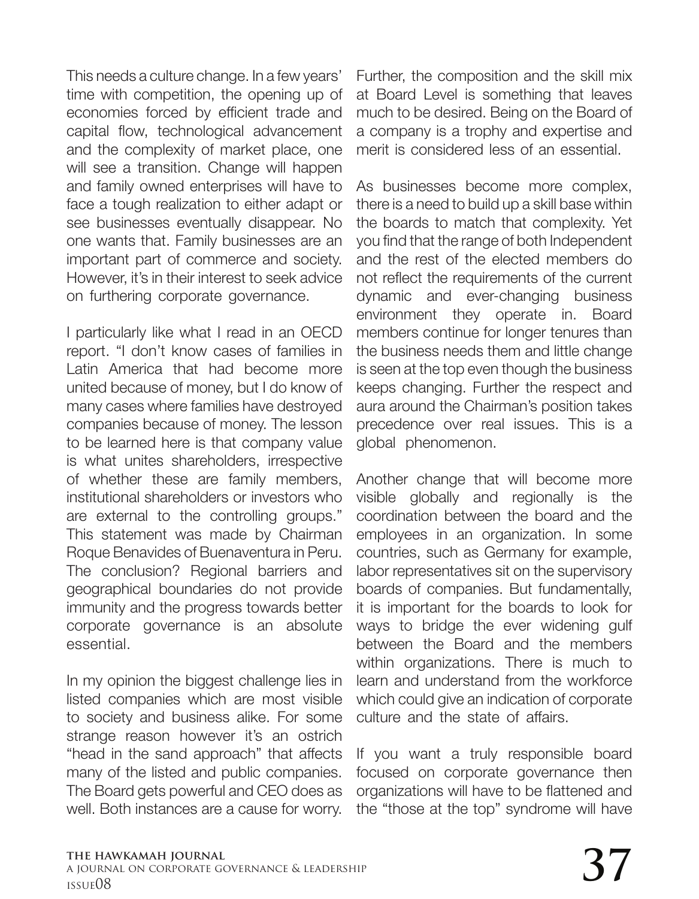This needs a culture change. In a few years' time with competition, the opening up of economies forced by efficient trade and capital flow, technological advancement and the complexity of market place, one will see a transition. Change will happen and family owned enterprises will have to face a tough realization to either adapt or see businesses eventually disappear. No one wants that. Family businesses are an important part of commerce and society. However, it's in their interest to seek advice on furthering corporate governance.

I particularly like what I read in an OECD report. "I don't know cases of families in Latin America that had become more united because of money, but I do know of many cases where families have destroyed companies because of money. The lesson to be learned here is that company value is what unites shareholders, irrespective of whether these are family members, institutional shareholders or investors who are external to the controlling groups." This statement was made by Chairman Roque Benavides of Buenaventura in Peru. The conclusion? Regional barriers and geographical boundaries do not provide immunity and the progress towards better corporate governance is an absolute essential.

In my opinion the biggest challenge lies in listed companies which are most visible to society and business alike. For some strange reason however it's an ostrich "head in the sand approach" that affects many of the listed and public companies. The Board gets powerful and CEO does as well. Both instances are a cause for worry.

Further, the composition and the skill mix at Board Level is something that leaves much to be desired. Being on the Board of a company is a trophy and expertise and merit is considered less of an essential.

As businesses become more complex, there is a need to build up a skill base within the boards to match that complexity. Yet you find that the range of both Independent and the rest of the elected members do not reflect the requirements of the current dynamic and ever-changing business environment they operate in. Board members continue for longer tenures than the business needs them and little change is seen at the top even though the business keeps changing. Further the respect and aura around the Chairman's position takes precedence over real issues. This is a global phenomenon.

Another change that will become more visible globally and regionally is the coordination between the board and the employees in an organization. In some countries, such as Germany for example, labor representatives sit on the supervisory boards of companies. But fundamentally, it is important for the boards to look for ways to bridge the ever widening gulf between the Board and the members within organizations. There is much to learn and understand from the workforce which could give an indication of corporate culture and the state of affairs.

If you want a truly responsible board focused on corporate governance then organizations will have to be flattened and the "those at the top" syndrome will have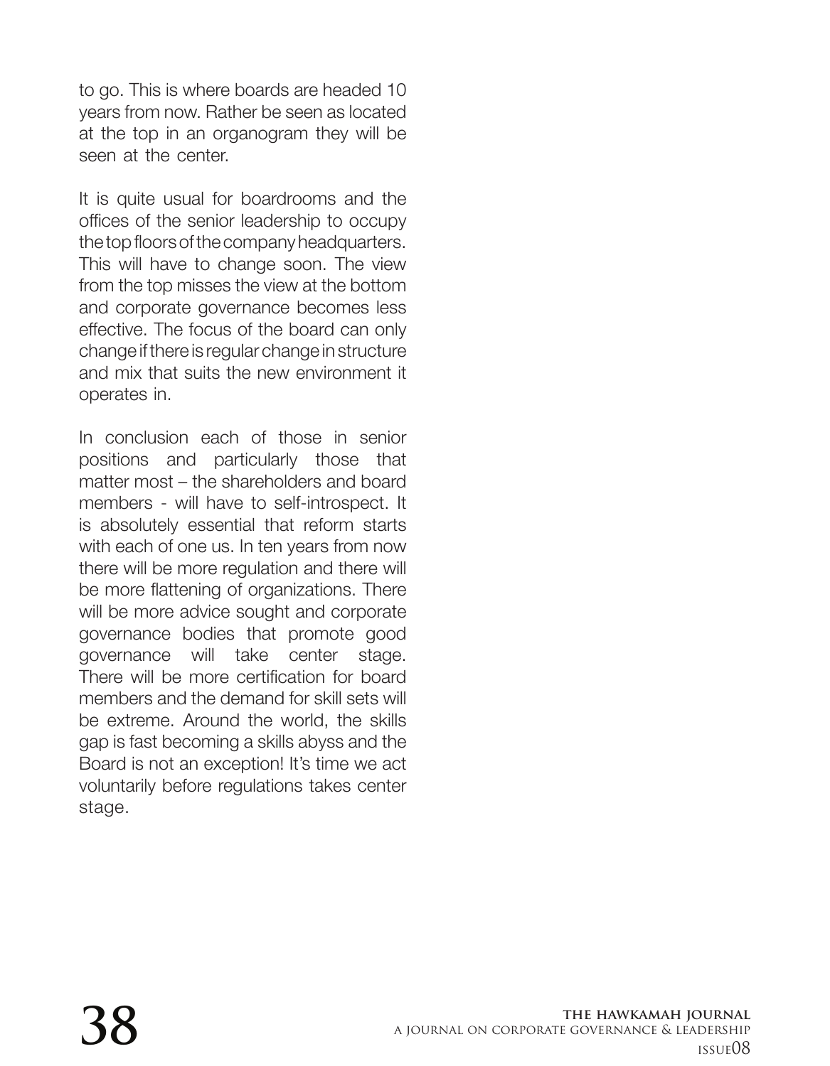to go. This is where boards are headed 10 years from now. Rather be seen as located at the top in an organogram they will be seen at the center.

It is quite usual for boardrooms and the offices of the senior leadership to occupy the top floors of the company headquarters. This will have to change soon. The view from the top misses the view at the bottom and corporate governance becomes less effective. The focus of the board can only change if there is regular change in structure and mix that suits the new environment it operates in.

In conclusion each of those in senior positions and particularly those that matter most – the shareholders and board members - will have to self-introspect. It is absolutely essential that reform starts with each of one us. In ten years from now there will be more regulation and there will be more flattening of organizations. There will be more advice sought and corporate governance bodies that promote good governance will take center stage. There will be more certification for board members and the demand for skill sets will be extreme. Around the world, the skills gap is fast becoming a skills abyss and the Board is not an exception! It's time we act voluntarily before regulations takes center stage.